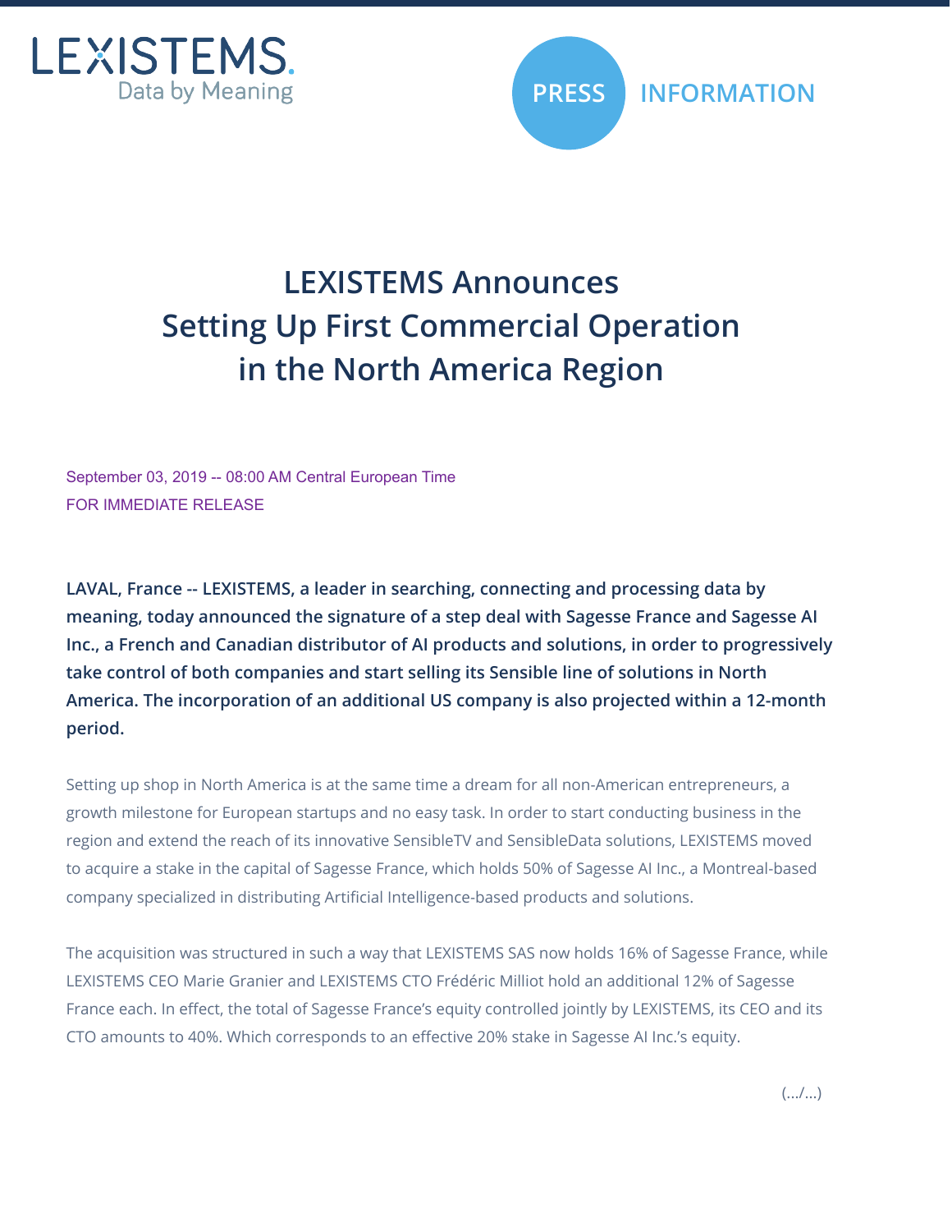LEXISTEMS.
Data by Meaning

PRESS INFORMATION

# LEXISTEMS Announces Setting Up First Commercial Operation in the North America Region

September 03, 2019 -- 08:00 AM Central European Time
FOR IMMEDIATE RELEASE

**LAVAL, France -- LEXISTEMS, a leader in searching, connecting and processing data by meaning, today announced the signature of a step deal with Sagesse France and Sagesse AI Inc., a French and Canadian distributor of AI products and solutions, in order to progressively take control of both companies and start selling its Sensible line of solutions in North America. The incorporation of an additional US company is also projected within a 12-month period.**

Setting up shop in North America is at the same time a dream for all non-American entrepreneurs, a growth milestone for European startups and no easy task. In order to start conducting business in the region and extend the reach of its innovative SensibleTV and SensibleData solutions, LEXISTEMS moved to acquire a stake in the capital of Sagesse France, which holds 50% of Sagesse AI Inc., a Montreal-based company specialized in distributing Artificial Intelligence-based products and solutions.

The acquisition was structured in such a way that LEXISTEMS SAS now holds 16% of Sagesse France, while LEXISTEMS CEO Marie Granier and LEXISTEMS CTO Frédéric Milliot hold an additional 12% of Sagesse France each. In effect, the total of Sagesse France's equity controlled jointly by LEXISTEMS, its CEO and its CTO amounts to 40%. Which corresponds to an effective 20% stake in Sagesse AI Inc.'s equity.

(.../...)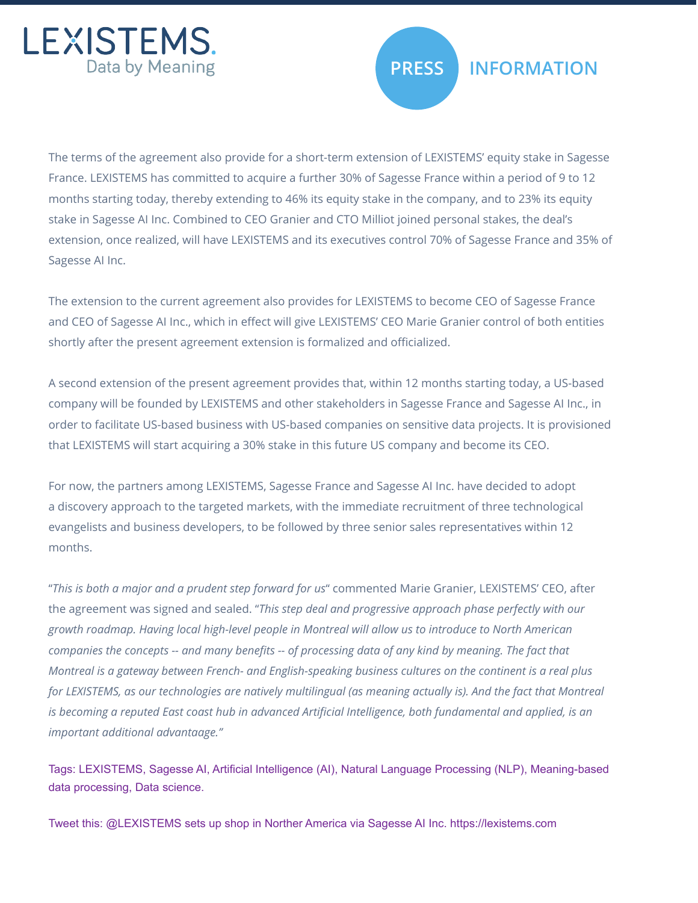The terms of the agreement also provide for a short-term extension of LEXISTEMS' equity stake in Sagesse France. LEXISTEMS has committed to acquire a further 30% of Sagesse France within a period of 9 to 12 months starting today, thereby extending to 46% its equity stake in the company, and to 23% its equity stake in Sagesse AI Inc. Combined to CEO Granier and CTO Milliot joined personal stakes, the deal's extension, once realized, will have LEXISTEMS and its executives control 70% of Sagesse France and 35% of Sagesse AI Inc.

The extension to the current agreement also provides for LEXISTEMS to become CEO of Sagesse France and CEO of Sagesse AI Inc., which in effect will give LEXISTEMS' CEO Marie Granier control of both entities shortly after the present agreement extension is formalized and officialized.

A second extension of the present agreement provides that, within 12 months starting today, a US-based company will be founded by LEXISTEMS and other stakeholders in Sagesse France and Sagesse AI Inc., in order to facilitate US-based business with US-based companies on sensitive data projects. It is provisioned that LEXISTEMS will start acquiring a 30% stake in this future US company and become its CEO.

For now, the partners among LEXISTEMS, Sagesse France and Sagesse AI Inc. have decided to adopt a discovery approach to the targeted markets, with the immediate recruitment of three technological evangelists and business developers, to be followed by three senior sales representatives within 12 months.

"*This is both a major and a prudent step forward for us*" commented Marie Granier, LEXISTEMS' CEO, after the agreement was signed and sealed. "*This step deal and progressive approach phase perfectly with our growth roadmap. Having local high-level people in Montreal will allow us to introduce to North American companies the concepts -- and many benefits -- of processing data of any kind by meaning. The fact that Montreal is a gateway between French- and English-speaking business cultures on the continent is a real plus for LEXISTEMS, as our technologies are natively multilingual (as meaning actually is). And the fact that Montreal is becoming a reputed East coast hub in advanced Artificial Intelligence, both fundamental and applied, is an important additional advantaage.*"

Tags: LEXISTEMS, Sagesse AI, Artificial Intelligence (AI), Natural Language Processing (NLP), Meaning-based data processing, Data science.

Tweet this: @LEXISTEMS sets up shop in Norther America via Sagesse AI Inc. https://lexistems.com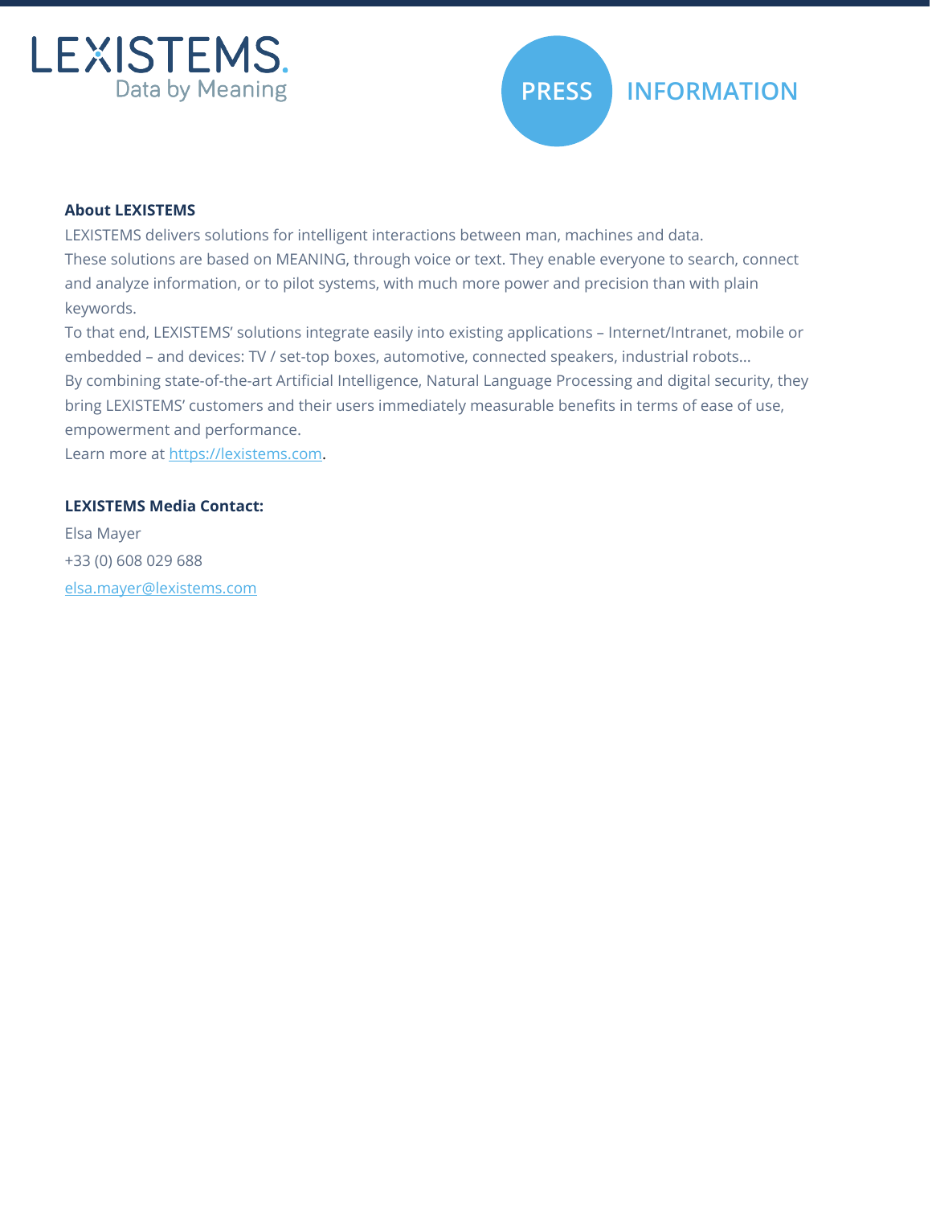**About LEXISTEMS**

LEXISTEMS delivers solutions for intelligent interactions between man, machines and data.
These solutions are based on MEANING, through voice or text. They enable everyone to search, connect and analyze information, or to pilot systems, with much more power and precision than with plain keywords.
To that end, LEXISTEMS' solutions integrate easily into existing applications – Internet/Intranet, mobile or embedded – and devices: TV / set-top boxes, automotive, connected speakers, industrial robots…
By combining state-of-the-art Artificial Intelligence, Natural Language Processing and digital security, they bring LEXISTEMS' customers and their users immediately measurable benefits in terms of ease of use, empowerment and performance.
Learn more at [https://lexistems.com](https://lexistems.com).

**LEXISTEMS Media Contact:**

Elsa Mayer
+33 (0) 608 029 688
[elsa.mayer@lexistems.com](mailto:elsa.mayer@lexistems.com)